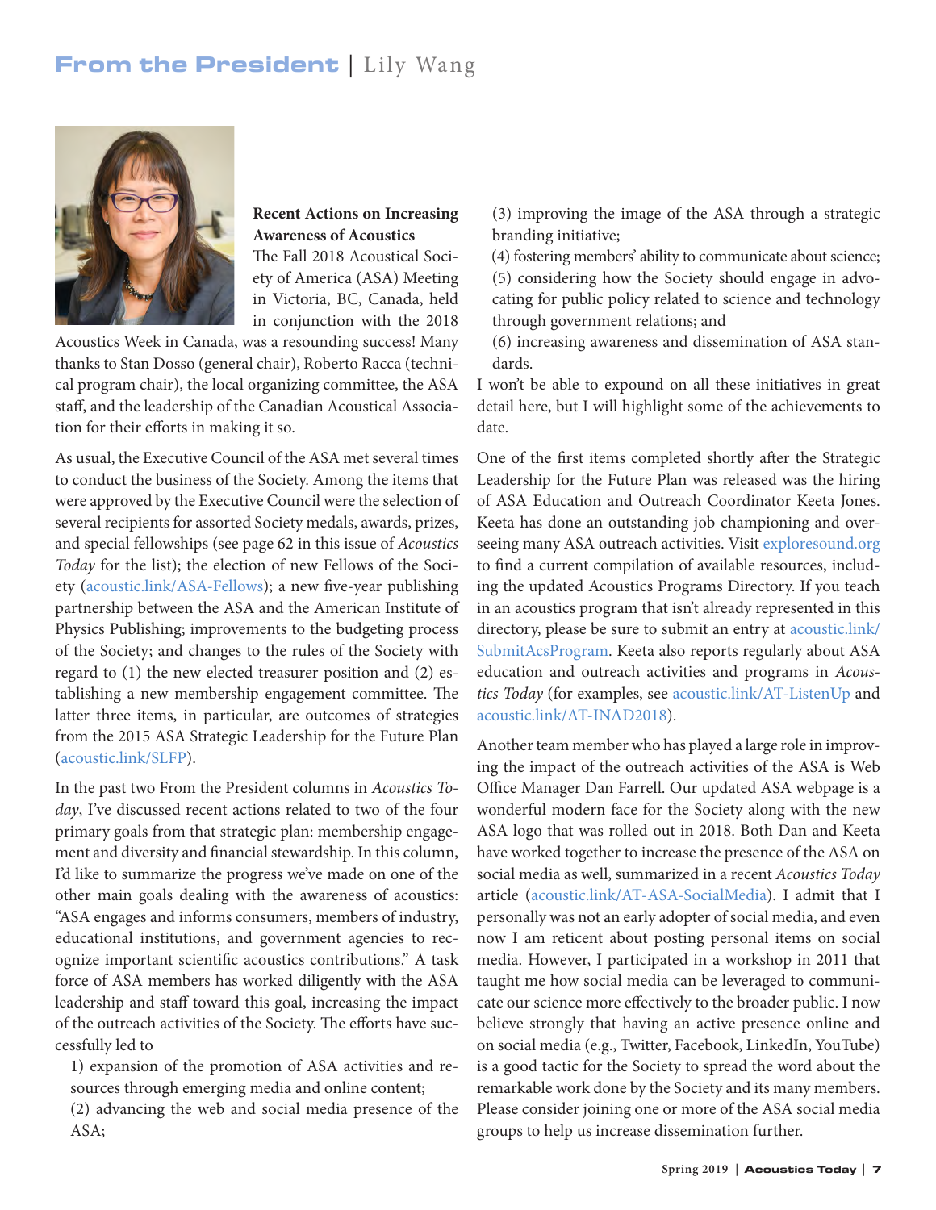# From the President | Lily Wang

## Recent Actions on Increasing Awareness of Acoustics

The Fall 2018 Acoustical Society of America (ASA) Meeting in Victoria, BC, Canada, held in conjunction with the 2018 Acoustics Week in Canada, was a resounding success! Many thanks to Stan Dosso (general chair), Roberto Racca (technical program chair), the local organizing committee, the ASA staff, and the leadership of the Canadian Acoustical Association for their efforts in making it so.

As usual, the Executive Council of the ASA met several times to conduct the business of the Society. Among the items that were approved by the Executive Council were the selection of several recipients for assorted Society medals, awards, prizes, and special fellowships (see page 62 in this issue of *Acoustics Today* for the list); the election of new Fellows of the Society (acoustic.link/ASA-Fellows); a new five-year publishing partnership between the ASA and the American Institute of Physics Publishing; improvements to the budgeting process of the Society; and changes to the rules of the Society with regard to (1) the new elected treasurer position and (2) establishing a new membership engagement committee. The latter three items, in particular, are outcomes of strategies from the 2015 ASA Strategic Leadership for the Future Plan (acoustic.link/SLFP).

In the past two From the President columns in *Acoustics Today*, I've discussed recent actions related to two of the four primary goals from that strategic plan: membership engagement and diversity and financial stewardship. In this column, I'd like to summarize the progress we've made on one of the other main goals dealing with the awareness of acoustics: "ASA engages and informs consumers, members of industry, educational institutions, and government agencies to recognize important scientific acoustics contributions." A task force of ASA members has worked diligently with the ASA leadership and staff toward this goal, increasing the impact of the outreach activities of the Society. The efforts have successfully led to

1) expansion of the promotion of ASA activities and resources through emerging media and online content;
(2) advancing the web and social media presence of the ASA;
(3) improving the image of the ASA through a strategic branding initiative;
(4) fostering members' ability to communicate about science;
(5) considering how the Society should engage in advocating for public policy related to science and technology through government relations; and
(6) increasing awareness and dissemination of ASA standards.

I won't be able to expound on all these initiatives in great detail here, but I will highlight some of the achievements to date.

One of the first items completed shortly after the Strategic Leadership for the Future Plan was released was the hiring of ASA Education and Outreach Coordinator Keeta Jones. Keeta has done an outstanding job championing and overseeing many ASA outreach activities. Visit exploresound.org to find a current compilation of available resources, including the updated Acoustics Programs Directory. If you teach in an acoustics program that isn't already represented in this directory, please be sure to submit an entry at acoustic.link/SubmitAcsProgram. Keeta also reports regularly about ASA education and outreach activities and programs in *Acoustics Today* (for examples, see acoustic.link/AT-ListenUp and acoustic.link/AT-INAD2018).

Another team member who has played a large role in improving the impact of the outreach activities of the ASA is Web Office Manager Dan Farrell. Our updated ASA webpage is a wonderful modern face for the Society along with the new ASA logo that was rolled out in 2018. Both Dan and Keeta have worked together to increase the presence of the ASA on social media as well, summarized in a recent *Acoustics Today* article (acoustic.link/AT-ASA-SocialMedia). I admit that I personally was not an early adopter of social media, and even now I am reticent about posting personal items on social media. However, I participated in a workshop in 2011 that taught me how social media can be leveraged to communicate our science more effectively to the broader public. I now believe strongly that having an active presence online and on social media (e.g., Twitter, Facebook, LinkedIn, YouTube) is a good tactic for the Society to spread the word about the remarkable work done by the Society and its many members. Please consider joining one or more of the ASA social media groups to help us increase dissemination further.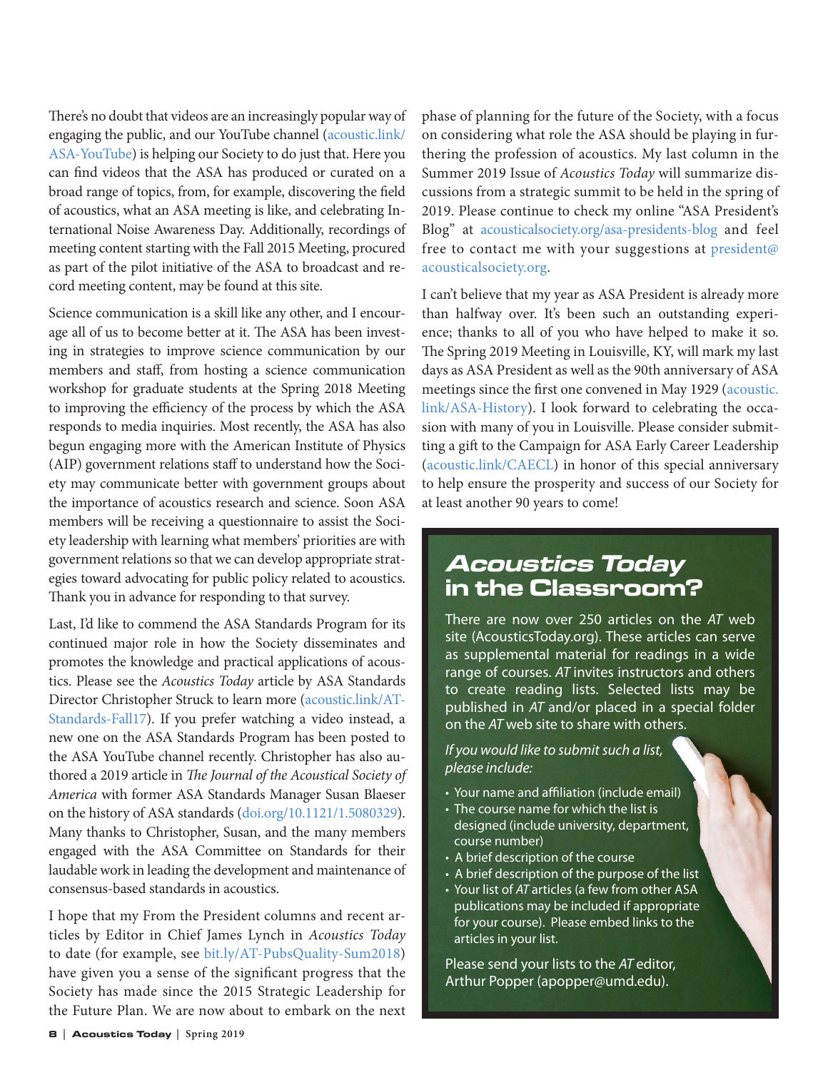There's no doubt that videos are an increasingly popular way of engaging the public, and our YouTube channel (acoustic.link/ASA-YouTube) is helping our Society to do just that. Here you can find videos that the ASA has produced or curated on a broad range of topics, from, for example, discovering the field of acoustics, what an ASA meeting is like, and celebrating International Noise Awareness Day. Additionally, recordings of meeting content starting with the Fall 2015 Meeting, procured as part of the pilot initiative of the ASA to broadcast and record meeting content, may be found at this site.

Science communication is a skill like any other, and I encourage all of us to become better at it. The ASA has been investing in strategies to improve science communication by our members and staff, from hosting a science communication workshop for graduate students at the Spring 2018 Meeting to improving the efficiency of the process by which the ASA responds to media inquiries. Most recently, the ASA has also begun engaging more with the American Institute of Physics (AIP) government relations staff to understand how the Society may communicate better with government groups about the importance of acoustics research and science. Soon ASA members will be receiving a questionnaire to assist the Society leadership with learning what members' priorities are with government relations so that we can develop appropriate strategies toward advocating for public policy related to acoustics. Thank you in advance for responding to that survey.

Last, I'd like to commend the ASA Standards Program for its continued major role in how the Society disseminates and promotes the knowledge and practical applications of acoustics. Please see the *Acoustics Today* article by ASA Standards Director Christopher Struck to learn more (acoustic.link/AT-Standards-Fall17). If you prefer watching a video instead, a new one on the ASA Standards Program has been posted to the ASA YouTube channel recently. Christopher has also authored a 2019 article in *The Journal of the Acoustical Society of America* with former ASA Standards Manager Susan Blaeser on the history of ASA standards (doi.org/10.1121/1.5080329). Many thanks to Christopher, Susan, and the many members engaged with the ASA Committee on Standards for their laudable work in leading the development and maintenance of consensus-based standards in acoustics.

I hope that my From the President columns and recent articles by Editor in Chief James Lynch in *Acoustics Today* to date (for example, see bit.ly/AT-PubsQuality-Sum2018) have given you a sense of the significant progress that the Society has made since the 2015 Strategic Leadership for the Future Plan. We are now about to embark on the next phase of planning for the future of the Society, with a focus on considering what role the ASA should be playing in furthering the profession of acoustics. My last column in the Summer 2019 Issue of *Acoustics Today* will summarize discussions from a strategic summit to be held in the spring of 2019. Please continue to check my online "ASA President's Blog" at acousticalsociety.org/asa-presidents-blog and feel free to contact me with your suggestions at president@acousticalsociety.org.

I can't believe that my year as ASA President is already more than halfway over. It's been such an outstanding experience; thanks to all of you who have helped to make it so. The Spring 2019 Meeting in Louisville, KY, will mark my last days as ASA President as well as the 90th anniversary of ASA meetings since the first one convened in May 1929 (acoustic.link/ASA-History). I look forward to celebrating the occasion with many of you in Louisville. Please consider submitting a gift to the Campaign for ASA Early Career Leadership (acoustic.link/CAECL) in honor of this special anniversary to help ensure the prosperity and success of our Society for at least another 90 years to come!

## Acoustics Today in the Classroom?

There are now over 250 articles on the *AT* web site (AcousticsToday.org). These articles can serve as supplemental material for readings in a wide range of courses. *AT* invites instructors and others to create reading lists. Selected lists may be published in *AT* and/or placed in a special folder on the *AT* web site to share with others.

*If you would like to submit such a list, please include:*

- Your name and affiliation (include email)
- The course name for which the list is designed (include university, department, course number)
- A brief description of the course
- A brief description of the purpose of the list
- Your list of *AT* articles (a few from other ASA publications may be included if appropriate for your course). Please embed links to the articles in your list.

Please send your lists to the *AT* editor, Arthur Popper (apopper@umd.edu).